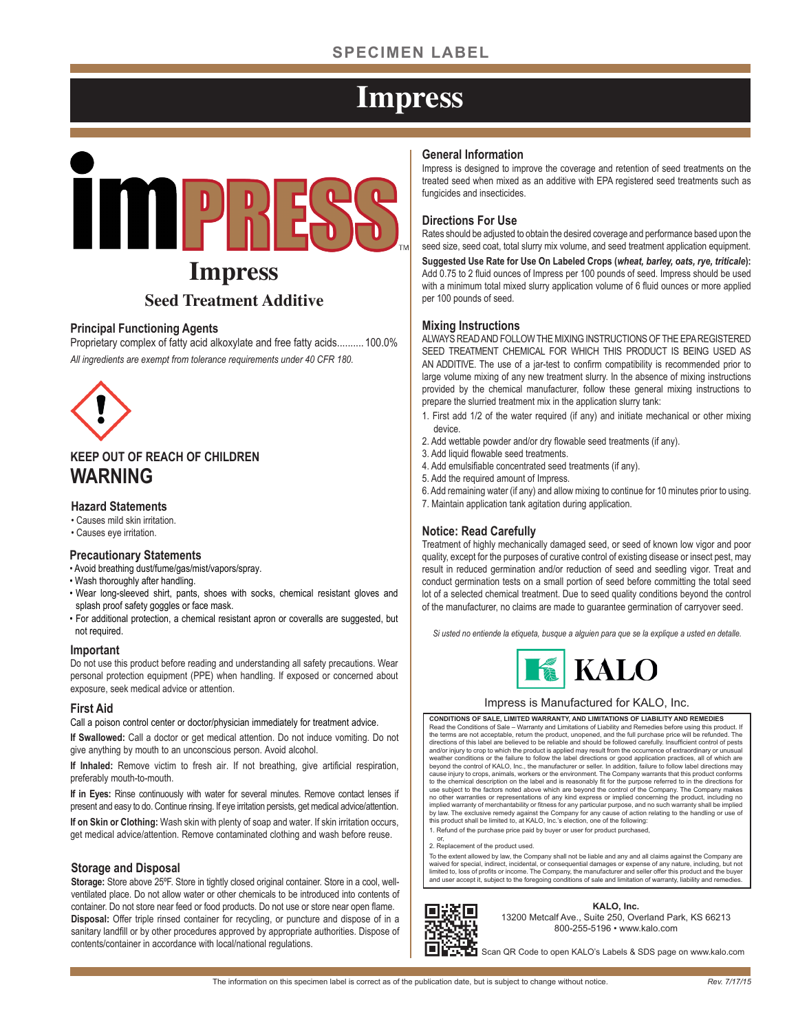SPECIMEN LABEL

# Impress

# Impress

## Seed Treatment Additive

### Principal Functioning Agents

Proprietary complex of fatty acid alkoxylate and free fatty acids.......... 100.0%

*All ingredients are exempt from tolerance requirements under 40 CFR 180.*

**KEEP OUT OF REACH OF CHILDREN**

## WARNING

### Hazard Statements

- Causes mild skin irritation.
- Causes eye irritation.

### Precautionary Statements

- Avoid breathing dust/fume/gas/mist/vapors/spray.
- Wash thoroughly after handling.
- Wear long-sleeved shirt, pants, shoes with socks, chemical resistant gloves and splash proof safety goggles or face mask.
- For additional protection, a chemical resistant apron or coveralls are suggested, but not required.

### Important

Do not use this product before reading and understanding all safety precautions. Wear personal protection equipment (PPE) when handling. If exposed or concerned about exposure, seek medical advice or attention.

### First Aid

Call a poison control center or doctor/physician immediately for treatment advice.

**If Swallowed:** Call a doctor or get medical attention. Do not induce vomiting. Do not give anything by mouth to an unconscious person. Avoid alcohol.

**If Inhaled:** Remove victim to fresh air. If not breathing, give artificial respiration, preferably mouth-to-mouth.

**If in Eyes:** Rinse continuously with water for several minutes. Remove contact lenses if present and easy to do. Continue rinsing. If eye irritation persists, get medical advice/attention.

**If on Skin or Clothing:** Wash skin with plenty of soap and water. If skin irritation occurs, get medical advice/attention. Remove contaminated clothing and wash before reuse.

### Storage and Disposal

**Storage:** Store above 25ºF. Store in tightly closed original container. Store in a cool, well-ventilated place. Do not allow water or other chemicals to be introduced into contents of container. Do not store near feed or food products. Do not use or store near open flame.

**Disposal:** Offer triple rinsed container for recycling, or puncture and dispose of in a sanitary landfill or by other procedures approved by appropriate authorities. Dispose of contents/container in accordance with local/national regulations.

### General Information

Impress is designed to improve the coverage and retention of seed treatments on the treated seed when mixed as an additive with EPA registered seed treatments such as fungicides and insecticides.

### Directions For Use

Rates should be adjusted to obtain the desired coverage and performance based upon the seed size, seed coat, total slurry mix volume, and seed treatment application equipment.

**Suggested Use Rate for Use On Labeled Crops (*wheat, barley, oats, rye, triticale*):** Add 0.75 to 2 fluid ounces of Impress per 100 pounds of seed. Impress should be used with a minimum total mixed slurry application volume of 6 fluid ounces or more applied per 100 pounds of seed.

### Mixing Instructions

ALWAYS READ AND FOLLOW THE MIXING INSTRUCTIONS OF THE EPA REGISTERED SEED TREATMENT CHEMICAL FOR WHICH THIS PRODUCT IS BEING USED AS AN ADDITIVE. The use of a jar-test to confirm compatibility is recommended prior to large volume mixing of any new treatment slurry. In the absence of mixing instructions provided by the chemical manufacturer, follow these general mixing instructions to prepare the slurried treatment mix in the application slurry tank:

1. First add 1/2 of the water required (if any) and initiate mechanical or other mixing device.
2. Add wettable powder and/or dry flowable seed treatments (if any).
3. Add liquid flowable seed treatments.
4. Add emulsifiable concentrated seed treatments (if any).
5. Add the required amount of Impress.
6. Add remaining water (if any) and allow mixing to continue for 10 minutes prior to using.
7. Maintain application tank agitation during application.

### Notice: Read Carefully

Treatment of highly mechanically damaged seed, or seed of known low vigor and poor quality, except for the purposes of curative control of existing disease or insect pest, may result in reduced germination and/or reduction of seed and seedling vigor. Treat and conduct germination tests on a small portion of seed before committing the total seed lot of a selected chemical treatment. Due to seed quality conditions beyond the control of the manufacturer, no claims are made to guarantee germination of carryover seed.

*Si usted no entiende la etiqueta, busque a alguien para que se la explique a usted en detalle.*

KALO

Impress is Manufactured for KALO, Inc.

**CONDITIONS OF SALE, LIMITED WARRANTY, AND LIMITATIONS OF LIABILITY AND REMEDIES**

Read the Conditions of Sale – Warranty and Limitations of Liability and Remedies before using this product. If the terms are not acceptable, return the product, unopened, and the full purchase price will be refunded. The directions of this label are believed to be reliable and should be followed carefully. Insufficient control of pests and/or injury to crop to which the product is applied may result from the occurrence of extraordinary or unusual weather conditions or the failure to follow the label directions or good application practices, all of which are beyond the control of KALO, Inc., the manufacturer or seller. In addition, failure to follow label directions may cause injury to crops, animals, workers or the environment. The Company warrants that this product conforms to the chemical description on the label and is reasonably fit for the purpose referred to in the directions for use subject to the factors noted above which are beyond the control of the Company. The Company makes no other warranties or representations of any kind express or implied concerning the product, including no implied warranty of merchantability or fitness for any particular purpose, and no such warranty shall be implied by law. The exclusive remedy against the Company for any cause of action relating to the handling or use of this product shall be limited to, at KALO, Inc.'s election, one of the following:

1. Refund of the purchase price paid by buyer or user for product purchased,

or,

2. Replacement of the product used.

To the extent allowed by law, the Company shall not be liable and any and all claims against the Company are waived for special, indirect, incidental, or consequential damages or expense of any nature, including, but not limited to, loss of profits or income. The Company, the manufacturer and seller offer this product and the buyer and user accept it, subject to the foregoing conditions of sale and limitation of warranty, liability and remedies.

**KALO, Inc.**
13200 Metcalf Ave., Suite 250, Overland Park, KS 66213
800-255-5196 • www.kalo.com

Scan QR Code to open KALO's Labels & SDS page on www.kalo.com

The information on this specimen label is correct as of the publication date, but is subject to change without notice. Rev. 7/17/15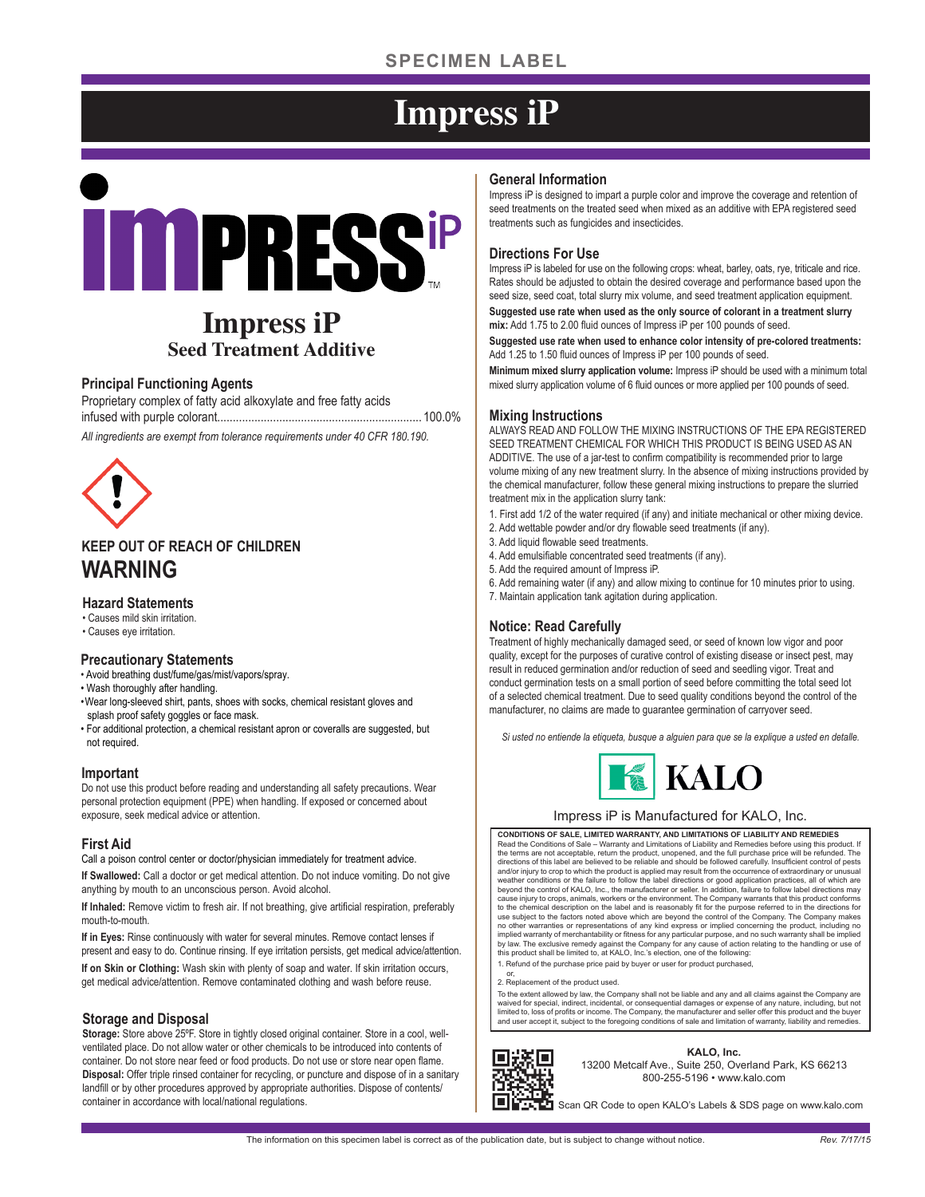SPECIMEN LABEL

# Impress iP

## Impress iP
### Seed Treatment Additive

### Principal Functioning Agents

Proprietary complex of fatty acid alkoxylate and free fatty acids infused with purple colorant.................................................................. 100.0%

*All ingredients are exempt from tolerance requirements under 40 CFR 180.190.*

### KEEP OUT OF REACH OF CHILDREN

## WARNING

### Hazard Statements

- Causes mild skin irritation.
- Causes eye irritation.

### Precautionary Statements

- Avoid breathing dust/fume/gas/mist/vapors/spray.
- Wash thoroughly after handling.
- Wear long-sleeved shirt, pants, shoes with socks, chemical resistant gloves and splash proof safety goggles or face mask.
- For additional protection, a chemical resistant apron or coveralls are suggested, but not required.

### Important

Do not use this product before reading and understanding all safety precautions. Wear personal protection equipment (PPE) when handling. If exposed or concerned about exposure, seek medical advice or attention.

### First Aid

Call a poison control center or doctor/physician immediately for treatment advice.

**If Swallowed:** Call a doctor or get medical attention. Do not induce vomiting. Do not give anything by mouth to an unconscious person. Avoid alcohol.

**If Inhaled:** Remove victim to fresh air. If not breathing, give artificial respiration, preferably mouth-to-mouth.

**If in Eyes:** Rinse continuously with water for several minutes. Remove contact lenses if present and easy to do. Continue rinsing. If eye irritation persists, get medical advice/attention.

**If on Skin or Clothing:** Wash skin with plenty of soap and water. If skin irritation occurs, get medical advice/attention. Remove contaminated clothing and wash before reuse.

### Storage and Disposal

**Storage:** Store above 25ºF. Store in tightly closed original container. Store in a cool, well-ventilated place. Do not allow water or other chemicals to be introduced into contents of container. Do not store near feed or food products. Do not use or store near open flame.

**Disposal:** Offer triple rinsed container for recycling, or puncture and dispose of in a sanitary landfill or by other procedures approved by appropriate authorities. Dispose of contents/container in accordance with local/national regulations.

### General Information

Impress iP is designed to impart a purple color and improve the coverage and retention of seed treatments on the treated seed when mixed as an additive with EPA registered seed treatments such as fungicides and insecticides.

### Directions For Use

Impress iP is labeled for use on the following crops: wheat, barley, oats, rye, triticale and rice. Rates should be adjusted to obtain the desired coverage and performance based upon the seed size, seed coat, total slurry mix volume, and seed treatment application equipment.

**Suggested use rate when used as the only source of colorant in a treatment slurry mix:** Add 1.75 to 2.00 fluid ounces of Impress iP per 100 pounds of seed.

**Suggested use rate when used to enhance color intensity of pre-colored treatments:** Add 1.25 to 1.50 fluid ounces of Impress iP per 100 pounds of seed.

**Minimum mixed slurry application volume:** Impress iP should be used with a minimum total mixed slurry application volume of 6 fluid ounces or more applied per 100 pounds of seed.

### Mixing Instructions

ALWAYS READ AND FOLLOW THE MIXING INSTRUCTIONS OF THE EPA REGISTERED SEED TREATMENT CHEMICAL FOR WHICH THIS PRODUCT IS BEING USED AS AN ADDITIVE. The use of a jar-test to confirm compatibility is recommended prior to large volume mixing of any new treatment slurry. In the absence of mixing instructions provided by the chemical manufacturer, follow these general mixing instructions to prepare the slurried treatment mix in the application slurry tank:

1. First add 1/2 of the water required (if any) and initiate mechanical or other mixing device.
2. Add wettable powder and/or dry flowable seed treatments (if any).
3. Add liquid flowable seed treatments.
4. Add emulsifiable concentrated seed treatments (if any).
5. Add the required amount of Impress iP.
6. Add remaining water (if any) and allow mixing to continue for 10 minutes prior to using.
7. Maintain application tank agitation during application.

### Notice: Read Carefully

Treatment of highly mechanically damaged seed, or seed of known low vigor and poor quality, except for the purposes of curative control of existing disease or insect pest, may result in reduced germination and/or reduction of seed and seedling vigor. Treat and conduct germination tests on a small portion of seed before committing the total seed lot of a selected chemical treatment. Due to seed quality conditions beyond the control of the manufacturer, no claims are made to guarantee germination of carryover seed.

*Si usted no entiende la etiqueta, busque a alguien para que se la explique a usted en detalle.*

KALO

Impress iP is Manufactured for KALO, Inc.

**CONDITIONS OF SALE, LIMITED WARRANTY, AND LIMITATIONS OF LIABILITY AND REMEDIES**

Read the Conditions of Sale – Warranty and Limitations of Liability and Remedies before using this product. If the terms are not acceptable, return the product, unopened, and the full purchase price will be refunded. The directions of this label are believed to be reliable and should be followed carefully. Insufficient control of pests and/or injury to crop to which the product is applied may result from the occurrence of extraordinary or unusual weather conditions or the failure to follow the label directions or good application practices, all of which are beyond the control of KALO, Inc., the manufacturer or seller. In addition, failure to follow label directions may cause injury to crops, animals, workers or the environment. The Company warrants that this product conforms to the chemical description on the label and is reasonably fit for the purpose referred to in the directions for use subject to the factors noted above which are beyond the control of the Company. The Company makes no other warranties or representations of any kind express or implied concerning the product, including no implied warranty of merchantability or fitness for any particular purpose, and no such warranty shall be implied by law. The exclusive remedy against the Company for any cause of action relating to the handling or use of this product shall be limited to, at KALO, Inc.'s election, one of the following:

1. Refund of the purchase price paid by buyer or user for product purchased,

   or,

2. Replacement of the product used.

To the extent allowed by law, the Company shall not be liable and any and all claims against the Company are waived for special, indirect, incidental, or consequential damages or expense of any nature, including, but not limited to, loss of profits or income. The Company, the manufacturer and seller offer this product and the buyer and user accept it, subject to the foregoing conditions of sale and limitation of warranty, liability and remedies.

**KALO, Inc.**
13200 Metcalf Ave., Suite 250, Overland Park, KS 66213
800-255-5196 • www.kalo.com

Scan QR Code to open KALO's Labels & SDS page on www.kalo.com

The information on this specimen label is correct as of the publication date, but is subject to change without notice. *Rev. 7/17/15*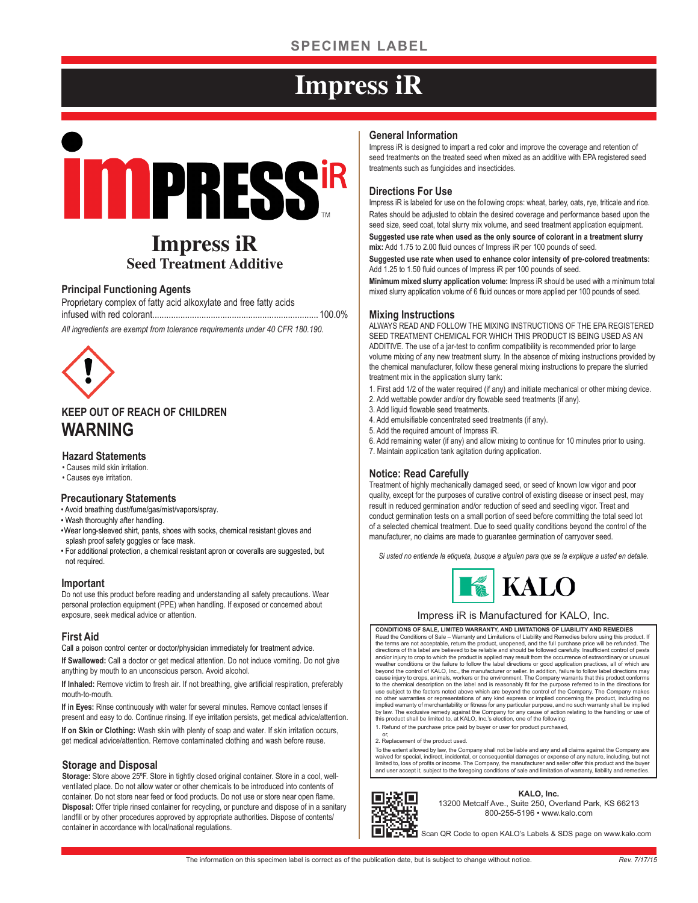SPECIMEN LABEL

# Impress iR

IMPRESS iR™

## Impress iR
### Seed Treatment Additive

### Principal Functioning Agents

Proprietary complex of fatty acid alkoxylate and free fatty acids infused with red colorant....................................................................... 100.0%

*All ingredients are exempt from tolerance requirements under 40 CFR 180.190.*

**KEEP OUT OF REACH OF CHILDREN**

## WARNING

### Hazard Statements

- Causes mild skin irritation.
- Causes eye irritation.

### Precautionary Statements

- Avoid breathing dust/fume/gas/mist/vapors/spray.
- Wash thoroughly after handling.
- Wear long-sleeved shirt, pants, shoes with socks, chemical resistant gloves and splash proof safety goggles or face mask.
- For additional protection, a chemical resistant apron or coveralls are suggested, but not required.

### Important

Do not use this product before reading and understanding all safety precautions. Wear personal protection equipment (PPE) when handling. If exposed or concerned about exposure, seek medical advice or attention.

### First Aid

Call a poison control center or doctor/physician immediately for treatment advice.

**If Swallowed:** Call a doctor or get medical attention. Do not induce vomiting. Do not give anything by mouth to an unconscious person. Avoid alcohol.

**If Inhaled:** Remove victim to fresh air. If not breathing, give artificial respiration, preferably mouth-to-mouth.

**If in Eyes:** Rinse continuously with water for several minutes. Remove contact lenses if present and easy to do. Continue rinsing. If eye irritation persists, get medical advice/attention.

**If on Skin or Clothing:** Wash skin with plenty of soap and water. If skin irritation occurs, get medical advice/attention. Remove contaminated clothing and wash before reuse.

### Storage and Disposal

**Storage:** Store above 25ºF. Store in tightly closed original container. Store in a cool, well-ventilated place. Do not allow water or other chemicals to be introduced into contents of container. Do not store near feed or food products. Do not use or store near open flame.
**Disposal:** Offer triple rinsed container for recycling, or puncture and dispose of in a sanitary landfill or by other procedures approved by appropriate authorities. Dispose of contents/container in accordance with local/national regulations.

### General Information

Impress iR is designed to impart a red color and improve the coverage and retention of seed treatments on the treated seed when mixed as an additive with EPA registered seed treatments such as fungicides and insecticides.

### Directions For Use

Impress iR is labeled for use on the following crops: wheat, barley, oats, rye, triticale and rice.

Rates should be adjusted to obtain the desired coverage and performance based upon the seed size, seed coat, total slurry mix volume, and seed treatment application equipment.

**Suggested use rate when used as the only source of colorant in a treatment slurry mix:** Add 1.75 to 2.00 fluid ounces of Impress iR per 100 pounds of seed.

**Suggested use rate when used to enhance color intensity of pre-colored treatments:** Add 1.25 to 1.50 fluid ounces of Impress iR per 100 pounds of seed.

**Minimum mixed slurry application volume:** Impress iR should be used with a minimum total mixed slurry application volume of 6 fluid ounces or more applied per 100 pounds of seed.

### Mixing Instructions

ALWAYS READ AND FOLLOW THE MIXING INSTRUCTIONS OF THE EPA REGISTERED SEED TREATMENT CHEMICAL FOR WHICH THIS PRODUCT IS BEING USED AS AN ADDITIVE. The use of a jar-test to confirm compatibility is recommended prior to large volume mixing of any new treatment slurry. In the absence of mixing instructions provided by the chemical manufacturer, follow these general mixing instructions to prepare the slurried treatment mix in the application slurry tank:

1. First add 1/2 of the water required (if any) and initiate mechanical or other mixing device.
2. Add wettable powder and/or dry flowable seed treatments (if any).
3. Add liquid flowable seed treatments.
4. Add emulsifiable concentrated seed treatments (if any).
5. Add the required amount of Impress iR.
6. Add remaining water (if any) and allow mixing to continue for 10 minutes prior to using.
7. Maintain application tank agitation during application.

### Notice: Read Carefully

Treatment of highly mechanically damaged seed, or seed of known low vigor and poor quality, except for the purposes of curative control of existing disease or insect pest, may result in reduced germination and/or reduction of seed and seedling vigor. Treat and conduct germination tests on a small portion of seed before committing the total seed lot of a selected chemical treatment. Due to seed quality conditions beyond the control of the manufacturer, no claims are made to guarantee germination of carryover seed.

*Si usted no entiende la etiqueta, busque a alguien para que se la explique a usted en detalle.*

KALO

Impress iR is Manufactured for KALO, Inc.

**CONDITIONS OF SALE, LIMITED WARRANTY, AND LIMITATIONS OF LIABILITY AND REMEDIES**
Read the Conditions of Sale – Warranty and Limitations of Liability and Remedies before using this product. If the terms are not acceptable, return the product, unopened, and the full purchase price will be refunded. The directions of this label are believed to be reliable and should be followed carefully. Insufficient control of pests and/or injury to crop to which the product is applied may result from the occurrence of extraordinary or unusual weather conditions or the failure to follow the label directions or good application practices, all of which are beyond the control of KALO, Inc., the manufacturer or seller. In addition, failure to follow label directions may cause injury to crops, animals, workers or the environment. The Company warrants that this product conforms to the chemical description on the label and is reasonably fit for the purpose referred to in the directions for use subject to the factors noted above which are beyond the control of the Company. The Company makes no other warranties or representations of any kind express or implied concerning the product, including no implied warranty of merchantability or fitness for any particular purpose, and no such warranty shall be implied by law. The exclusive remedy against the Company for any cause of action relating to the handling or use of this product shall be limited to, at KALO, Inc.'s election, one of the following:

1. Refund of the purchase price paid by buyer or user for product purchased,
   or,
2. Replacement of the product used.

To the extent allowed by law, the Company shall not be liable and any and all claims against the Company are waived for special, indirect, incidental, or consequential damages or expense of any nature, including, but not limited to, loss of profits or income. The Company, the manufacturer and seller offer this product and the buyer and user accept it, subject to the foregoing conditions of sale and limitation of warranty, liability and remedies.

**KALO, Inc.**
13200 Metcalf Ave., Suite 250, Overland Park, KS 66213
800-255-5196 • www.kalo.com

Scan QR Code to open KALO's Labels & SDS page on www.kalo.com

The information on this specimen label is correct as of the publication date, but is subject to change without notice. *Rev. 7/17/15*